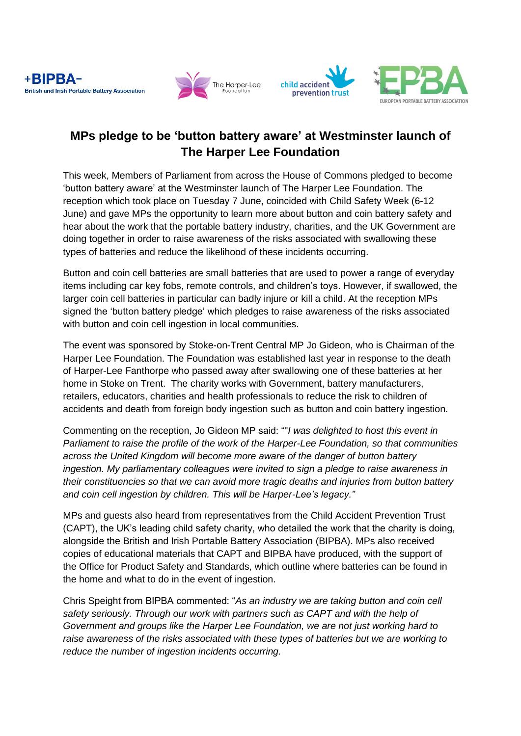# MPs pledge to be 'button battery aware' at Westminster launch of The Harper Lee Foundation

This week, Members of Parliament from across the House of Commons pledged to become 'button battery aware' at the Westminster launch of The Harper Lee Foundation. The reception which took place on Tuesday 7 June, coincided with Child Safety Week (6-12 June) and gave MPs the opportunity to learn more about button and coin battery safety and hear about the work that the portable battery industry, charities, and the UK Government are doing together in order to raise awareness of the risks associated with swallowing these types of batteries and reduce the likelihood of these incidents occurring.

Button and coin cell batteries are small batteries that are used to power a range of everyday items including car key fobs, remote controls, and children's toys. However, if swallowed, the larger coin cell batteries in particular can badly injure or kill a child. At the reception MPs signed the 'button battery pledge' which pledges to raise awareness of the risks associated with button and coin cell ingestion in local communities.

The event was sponsored by Stoke-on-Trent Central MP Jo Gideon, who is Chairman of the Harper Lee Foundation. The Foundation was established last year in response to the death of Harper-Lee Fanthorpe who passed away after swallowing one of these batteries at her home in Stoke on Trent. The charity works with Government, battery manufacturers, retailers, educators, charities and health professionals to reduce the risk to children of accidents and death from foreign body ingestion such as button and coin battery ingestion.

Commenting on the reception, Jo Gideon MP said: ""*I was delighted to host this event in Parliament to raise the profile of the work of the Harper-Lee Foundation, so that communities across the United Kingdom will become more aware of the danger of button battery ingestion. My parliamentary colleagues were invited to sign a pledge to raise awareness in their constituencies so that we can avoid more tragic deaths and injuries from button battery and coin cell ingestion by children. This will be Harper-Lee's legacy."*

MPs and guests also heard from representatives from the Child Accident Prevention Trust (CAPT), the UK's leading child safety charity, who detailed the work that the charity is doing, alongside the British and Irish Portable Battery Association (BIPBA). MPs also received copies of educational materials that CAPT and BIPBA have produced, with the support of the Office for Product Safety and Standards, which outline where batteries can be found in the home and what to do in the event of ingestion.

Chris Speight from BIPBA commented: "*As an industry we are taking button and coin cell safety seriously. Through our work with partners such as CAPT and with the help of Government and groups like the Harper Lee Foundation, we are not just working hard to raise awareness of the risks associated with these types of batteries but we are working to reduce the number of ingestion incidents occurring.*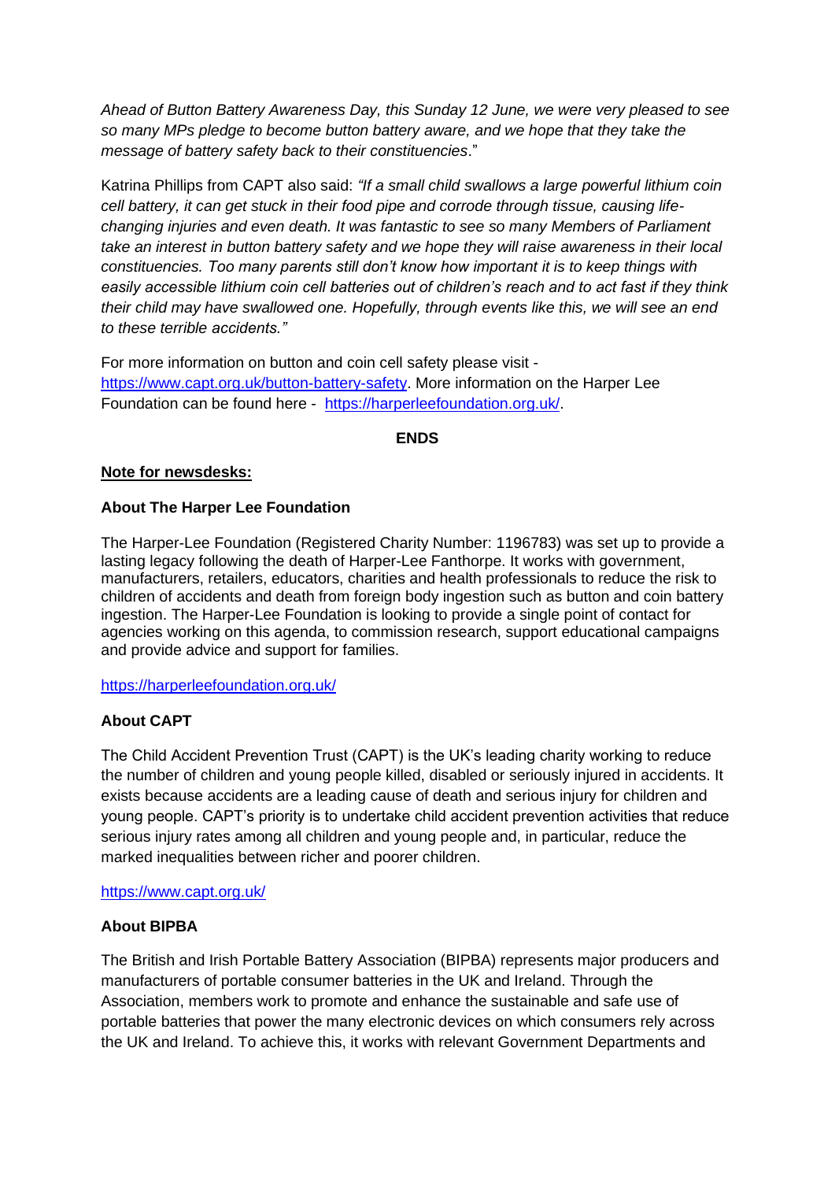*Ahead of Button Battery Awareness Day, this Sunday 12 June, we were very pleased to see so many MPs pledge to become button battery aware, and we hope that they take the message of battery safety back to their constituencies*."

Katrina Phillips from CAPT also said: *"If a small child swallows a large powerful lithium coin cell battery, it can get stuck in their food pipe and corrode through tissue, causing life-changing injuries and even death. It was fantastic to see so many Members of Parliament take an interest in button battery safety and we hope they will raise awareness in their local constituencies. Too many parents still don't know how important it is to keep things with easily accessible lithium coin cell batteries out of children's reach and to act fast if they think their child may have swallowed one. Hopefully, through events like this, we will see an end to these terrible accidents."*

For more information on button and coin cell safety please visit - https://www.capt.org.uk/button-battery-safety. More information on the Harper Lee Foundation can be found here - https://harperleefoundation.org.uk/.

**ENDS**

**Note for newsdesks:**

**About The Harper Lee Foundation**

The Harper-Lee Foundation (Registered Charity Number: 1196783) was set up to provide a lasting legacy following the death of Harper-Lee Fanthorpe. It works with government, manufacturers, retailers, educators, charities and health professionals to reduce the risk to children of accidents and death from foreign body ingestion such as button and coin battery ingestion. The Harper-Lee Foundation is looking to provide a single point of contact for agencies working on this agenda, to commission research, support educational campaigns and provide advice and support for families.

https://harperleefoundation.org.uk/

**About CAPT**

The Child Accident Prevention Trust (CAPT) is the UK's leading charity working to reduce the number of children and young people killed, disabled or seriously injured in accidents. It exists because accidents are a leading cause of death and serious injury for children and young people. CAPT's priority is to undertake child accident prevention activities that reduce serious injury rates among all children and young people and, in particular, reduce the marked inequalities between richer and poorer children.

https://www.capt.org.uk/

**About BIPBA**

The British and Irish Portable Battery Association (BIPBA) represents major producers and manufacturers of portable consumer batteries in the UK and Ireland. Through the Association, members work to promote and enhance the sustainable and safe use of portable batteries that power the many electronic devices on which consumers rely across the UK and Ireland. To achieve this, it works with relevant Government Departments and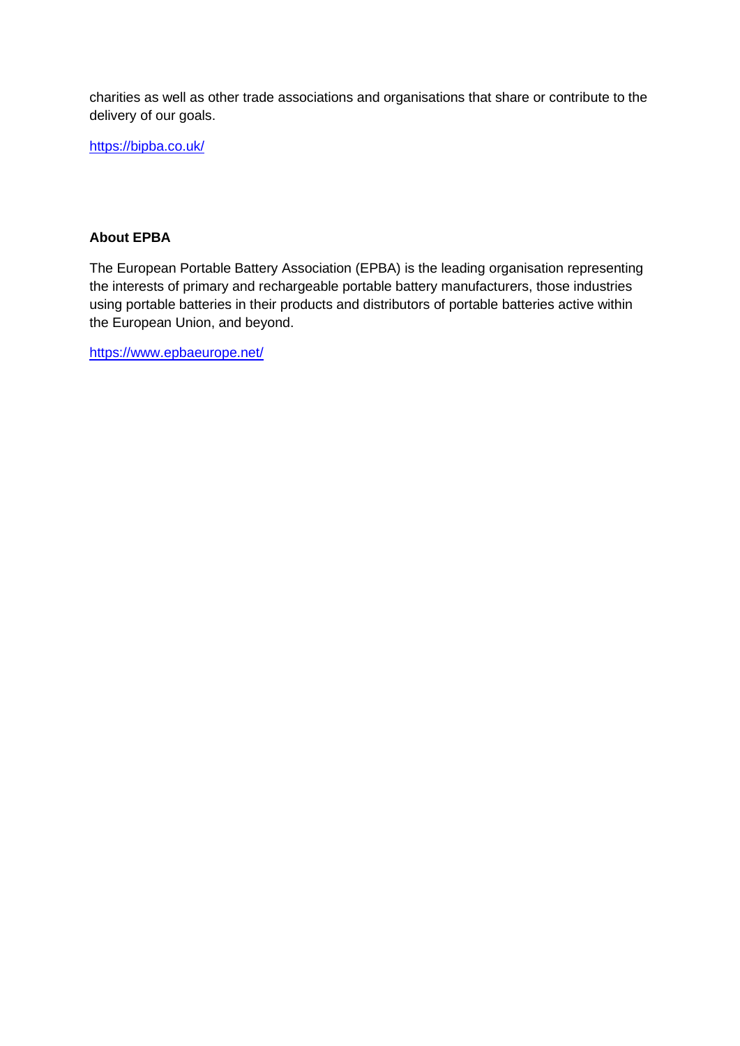charities as well as other trade associations and organisations that share or contribute to the delivery of our goals.

https://bipba.co.uk/

**About EPBA**

The European Portable Battery Association (EPBA) is the leading organisation representing the interests of primary and rechargeable portable battery manufacturers, those industries using portable batteries in their products and distributors of portable batteries active within the European Union, and beyond.

https://www.epbaeurope.net/